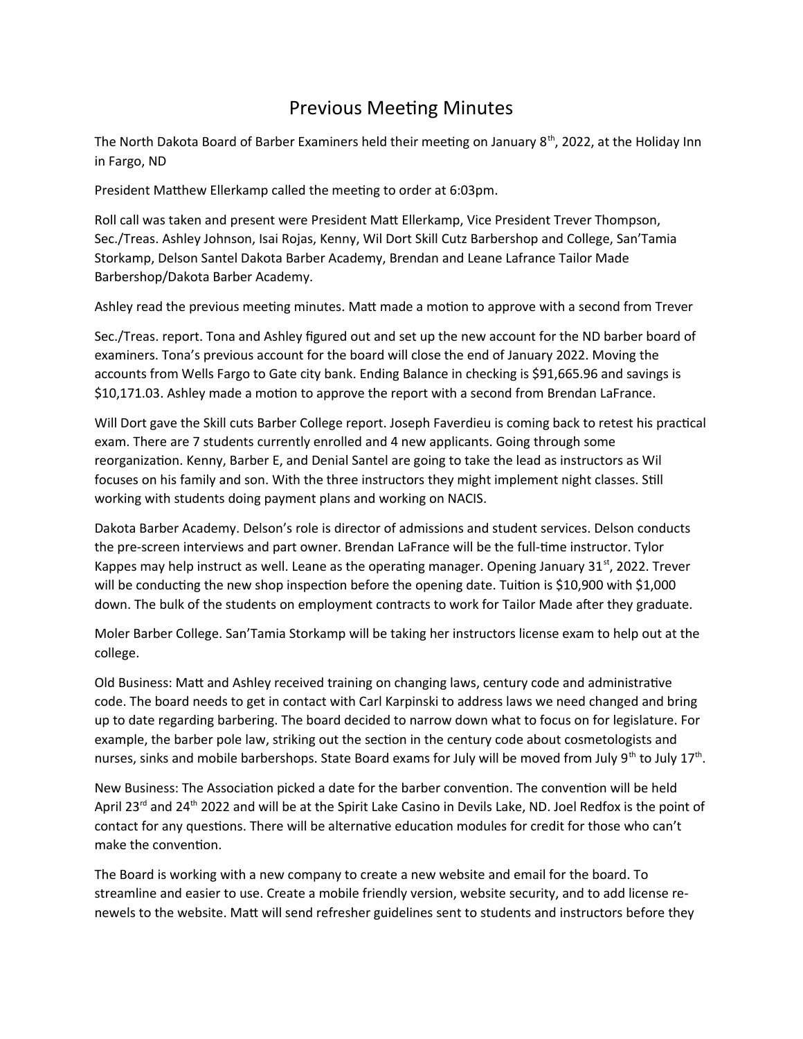# Previous Meeting Minutes

The North Dakota Board of Barber Examiners held their meeting on January 8th, 2022, at the Holiday Inn in Fargo, ND

President Matthew Ellerkamp called the meeting to order at 6:03pm.

Roll call was taken and present were President Matt Ellerkamp, Vice President Trever Thompson, Sec./Treas. Ashley Johnson, Isai Rojas, Kenny, Wil Dort Skill Cutz Barbershop and College, San'Tamia Storkamp, Delson Santel Dakota Barber Academy, Brendan and Leane Lafrance Tailor Made Barbershop/Dakota Barber Academy.

Ashley read the previous meeting minutes. Matt made a motion to approve with a second from Trever

Sec./Treas. report. Tona and Ashley figured out and set up the new account for the ND barber board of examiners. Tona's previous account for the board will close the end of January 2022. Moving the accounts from Wells Fargo to Gate city bank. Ending Balance in checking is $91,665.96 and savings is $10,171.03. Ashley made a motion to approve the report with a second from Brendan LaFrance.

Will Dort gave the Skill cuts Barber College report. Joseph Faverdieu is coming back to retest his practical exam. There are 7 students currently enrolled and 4 new applicants. Going through some reorganization. Kenny, Barber E, and Denial Santel are going to take the lead as instructors as Wil focuses on his family and son. With the three instructors they might implement night classes. Still working with students doing payment plans and working on NACIS.

Dakota Barber Academy. Delson's role is director of admissions and student services. Delson conducts the pre-screen interviews and part owner. Brendan LaFrance will be the full-time instructor. Tylor Kappes may help instruct as well. Leane as the operating manager. Opening January 31st, 2022. Trever will be conducting the new shop inspection before the opening date. Tuition is $10,900 with $1,000 down. The bulk of the students on employment contracts to work for Tailor Made after they graduate.

Moler Barber College. San'Tamia Storkamp will be taking her instructors license exam to help out at the college.

Old Business: Matt and Ashley received training on changing laws, century code and administrative code. The board needs to get in contact with Carl Karpinski to address laws we need changed and bring up to date regarding barbering. The board decided to narrow down what to focus on for legislature. For example, the barber pole law, striking out the section in the century code about cosmetologists and nurses, sinks and mobile barbershops. State Board exams for July will be moved from July 9th to July 17th.

New Business: The Association picked a date for the barber convention. The convention will be held April 23rd and 24th 2022 and will be at the Spirit Lake Casino in Devils Lake, ND. Joel Redfox is the point of contact for any questions. There will be alternative education modules for credit for those who can't make the convention.

The Board is working with a new company to create a new website and email for the board. To streamline and easier to use. Create a mobile friendly version, website security, and to add license re-newels to the website. Matt will send refresher guidelines sent to students and instructors before they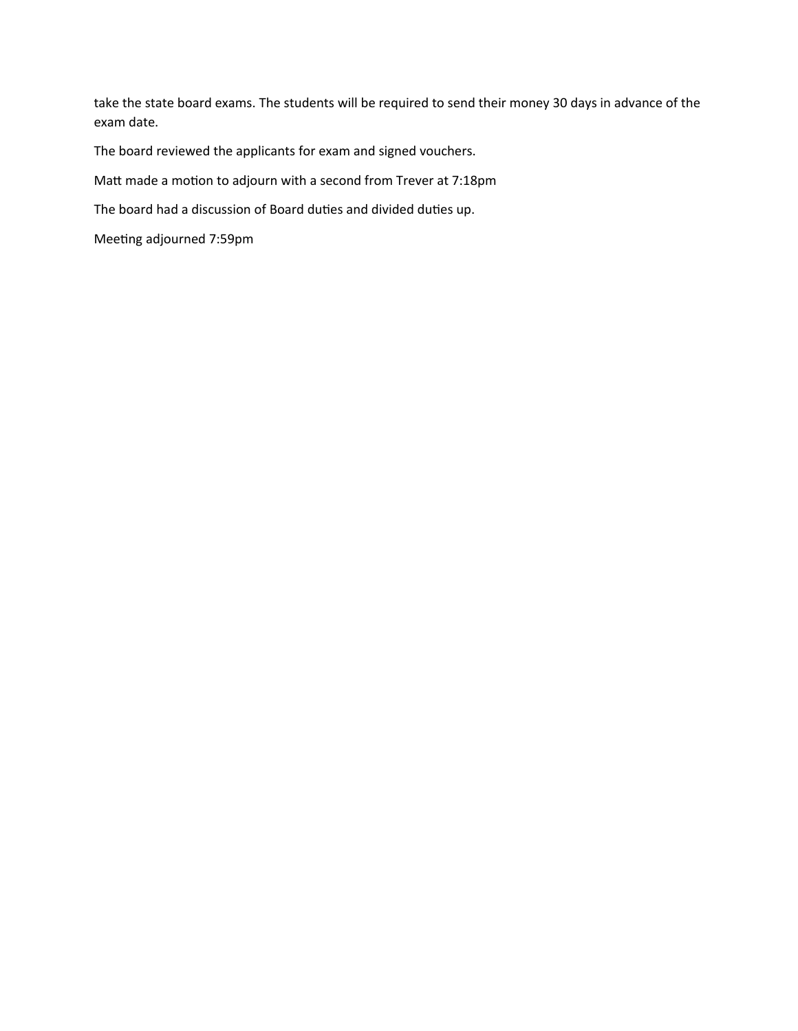take the state board exams. The students will be required to send their money 30 days in advance of the exam date.

The board reviewed the applicants for exam and signed vouchers.

Matt made a motion to adjourn with a second from Trever at 7:18pm

The board had a discussion of Board duties and divided duties up.

Meeting adjourned 7:59pm